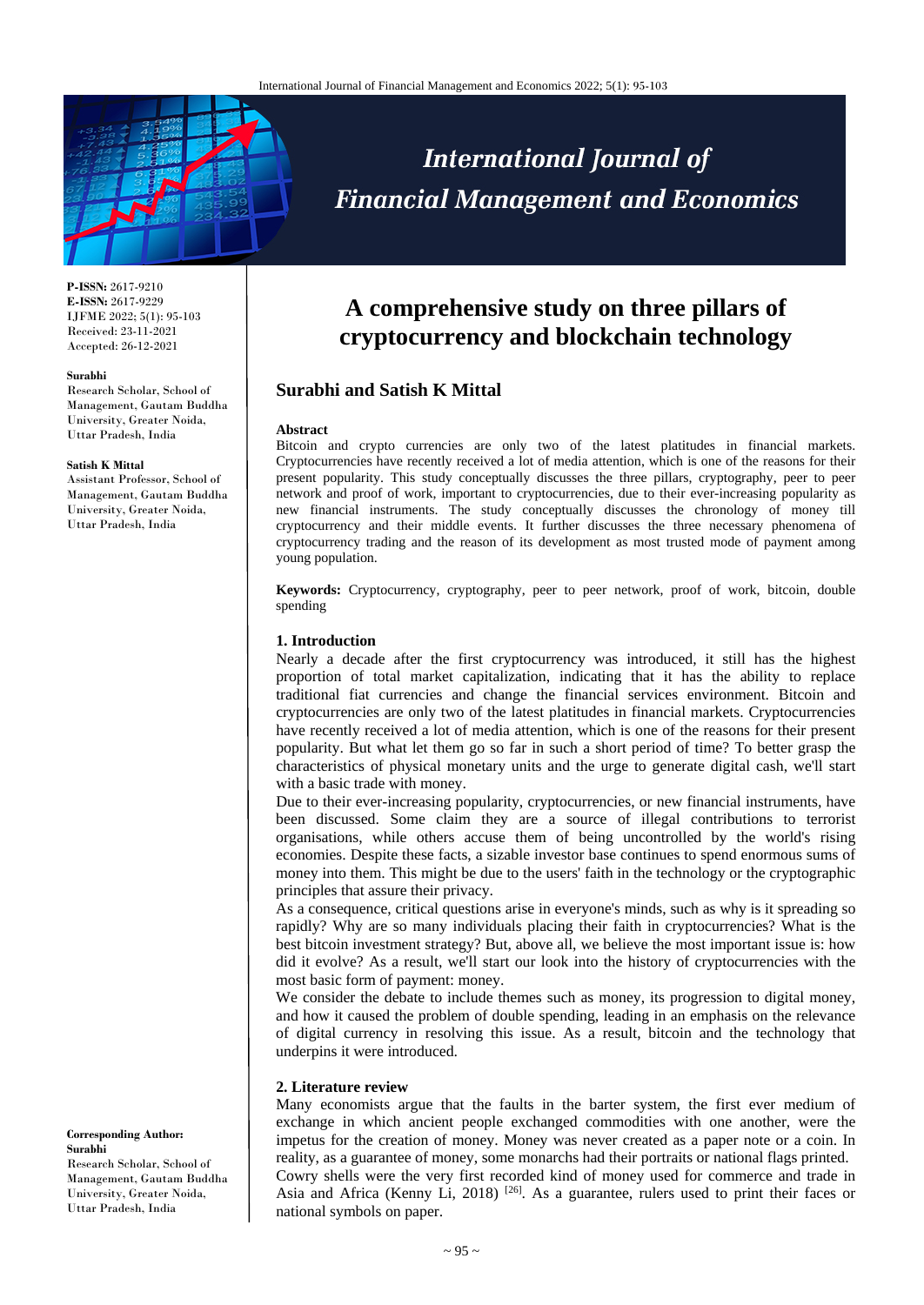**P-ISSN:** 2617-9210
**E-ISSN:** 2617-9229
IJFME 2022; 5(1): 95-103
Received: 23-11-2021
Accepted: 26-12-2021

**Surabhi**
Research Scholar, School of Management, Gautam Buddha University, Greater Noida, Uttar Pradesh, India

**Satish K Mittal**
Assistant Professor, School of Management, Gautam Buddha University, Greater Noida, Uttar Pradesh, India

**Corresponding Author:**
**Surabhi**
Research Scholar, School of Management, Gautam Buddha University, Greater Noida, Uttar Pradesh, India

# A comprehensive study on three pillars of cryptocurrency and blockchain technology

## Surabhi and Satish K Mittal

**Abstract**

Bitcoin and crypto currencies are only two of the latest platitudes in financial markets. Cryptocurrencies have recently received a lot of media attention, which is one of the reasons for their present popularity. This study conceptually discusses the three pillars, cryptography, peer to peer network and proof of work, important to cryptocurrencies, due to their ever-increasing popularity as new financial instruments. The study conceptually discusses the chronology of money till cryptocurrency and their middle events. It further discusses the three necessary phenomena of cryptocurrency trading and the reason of its development as most trusted mode of payment among young population.

**Keywords:** Cryptocurrency, cryptography, peer to peer network, proof of work, bitcoin, double spending

### 1. Introduction

Nearly a decade after the first cryptocurrency was introduced, it still has the highest proportion of total market capitalization, indicating that it has the ability to replace traditional fiat currencies and change the financial services environment. Bitcoin and cryptocurrencies are only two of the latest platitudes in financial markets. Cryptocurrencies have recently received a lot of media attention, which is one of the reasons for their present popularity. But what let them go so far in such a short period of time? To better grasp the characteristics of physical monetary units and the urge to generate digital cash, we'll start with a basic trade with money.

Due to their ever-increasing popularity, cryptocurrencies, or new financial instruments, have been discussed. Some claim they are a source of illegal contributions to terrorist organisations, while others accuse them of being uncontrolled by the world's rising economies. Despite these facts, a sizable investor base continues to spend enormous sums of money into them. This might be due to the users' faith in the technology or the cryptographic principles that assure their privacy.

As a consequence, critical questions arise in everyone's minds, such as why is it spreading so rapidly? Why are so many individuals placing their faith in cryptocurrencies? What is the best bitcoin investment strategy? But, above all, we believe the most important issue is: how did it evolve? As a result, we'll start our look into the history of cryptocurrencies with the most basic form of payment: money.

We consider the debate to include themes such as money, its progression to digital money, and how it caused the problem of double spending, leading in an emphasis on the relevance of digital currency in resolving this issue. As a result, bitcoin and the technology that underpins it were introduced.

### 2. Literature review

Many economists argue that the faults in the barter system, the first ever medium of exchange in which ancient people exchanged commodities with one another, were the impetus for the creation of money. Money was never created as a paper note or a coin. In reality, as a guarantee of money, some monarchs had their portraits or national flags printed.

Cowry shells were the very first recorded kind of money used for commerce and trade in Asia and Africa (Kenny Li, 2018) [26]. As a guarantee, rulers used to print their faces or national symbols on paper.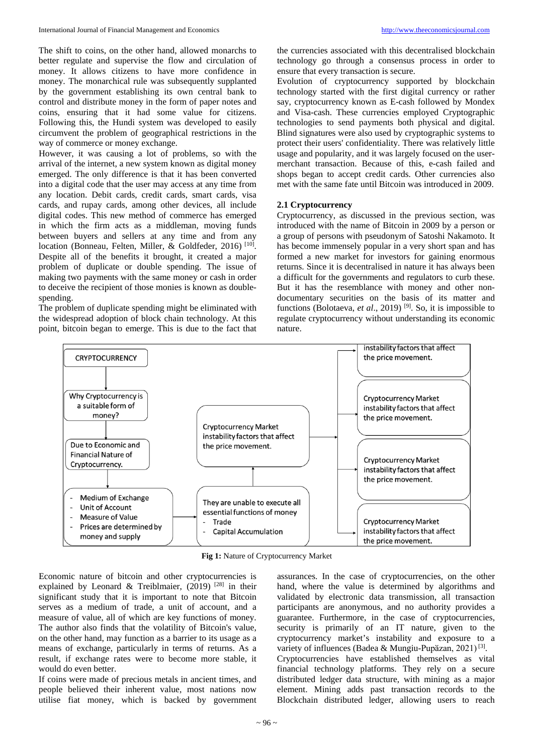The shift to coins, on the other hand, allowed monarchs to better regulate and supervise the flow and circulation of money. It allows citizens to have more confidence in money. The monarchical rule was subsequently supplanted by the government establishing its own central bank to control and distribute money in the form of paper notes and coins, ensuring that it had some value for citizens. Following this, the Hundi system was developed to easily circumvent the problem of geographical restrictions in the way of commerce or money exchange.

However, it was causing a lot of problems, so with the arrival of the internet, a new system known as digital money emerged. The only difference is that it has been converted into a digital code that the user may access at any time from any location. Debit cards, credit cards, smart cards, visa cards, and rupay cards, among other devices, all include digital codes. This new method of commerce has emerged in which the firm acts as a middleman, moving funds between buyers and sellers at any time and from any location (Bonneau, Felten, Miller, & Goldfeder, 2016) [10]. Despite all of the benefits it brought, it created a major problem of duplicate or double spending. The issue of making two payments with the same money or cash in order to deceive the recipient of those monies is known as double-spending.

The problem of duplicate spending might be eliminated with the widespread adoption of block chain technology. At this point, bitcoin began to emerge. This is due to the fact that the currencies associated with this decentralised blockchain technology go through a consensus process in order to ensure that every transaction is secure.

Evolution of cryptocurrency supported by blockchain technology started with the first digital currency or rather say, cryptocurrency known as E-cash followed by Mondex and Visa-cash. These currencies employed Cryptographic technologies to send payments both physical and digital. Blind signatures were also used by cryptographic systems to protect their users' confidentiality. There was relatively little usage and popularity, and it was largely focused on the user-merchant transaction. Because of this, e-cash failed and shops began to accept credit cards. Other currencies also met with the same fate until Bitcoin was introduced in 2009.

### 2.1 Cryptocurrency

Cryptocurrency, as discussed in the previous section, was introduced with the name of Bitcoin in 2009 by a person or a group of persons with pseudonym of Satoshi Nakamoto. It has become immensely popular in a very short span and has formed a new market for investors for gaining enormous returns. Since it is decentralised in nature it has always been a difficult for the governments and regulators to curb these. But it has the resemblance with money and other non-documentary securities on the basis of its matter and functions (Bolotaeva, *et al*., 2019) [9]. So, it is impossible to regulate cryptocurrency without understanding its economic nature.

CRYPTOCURRENCY → Why Cryptocurrency is a suitable form of money? → Due to Economic and Financial Nature of Cryptocurrency. →
- Medium of Exchange
- Unit of Account
- Measure of Value
- Prices are determined by money and supply

→ They are unable to execute all essential functions of money
- Trade
- Capital Accumulation

→ Cryptocurrency Market instability factors that affect the price movement. → instability factors that affect the price movement. / Cryptocurrency Market instability factors that affect the price movement. / Cryptocurrency Market instability factors that affect the price movement. / Cryptocurrency Market instability factors that affect the price movement.

**Fig 1:** Nature of Cryptocurrency Market

Economic nature of bitcoin and other cryptocurrencies is explained by Leonard & Treiblmaier, (2019) [28] in their significant study that it is important to note that Bitcoin serves as a medium of trade, a unit of account, and a measure of value, all of which are key functions of money. The author also finds that the volatility of Bitcoin's value, on the other hand, may function as a barrier to its usage as a means of exchange, particularly in terms of returns. As a result, if exchange rates were to become more stable, it would do even better.

If coins were made of precious metals in ancient times, and people believed their inherent value, most nations now utilise fiat money, which is backed by government assurances. In the case of cryptocurrencies, on the other hand, where the value is determined by algorithms and validated by electronic data transmission, all transaction participants are anonymous, and no authority provides a guarantee. Furthermore, in the case of cryptocurrencies, security is primarily of an IT nature, given to the cryptocurrency market's instability and exposure to a variety of influences (Badea & Mungiu-Pupăzan, 2021) [3].

Cryptocurrencies have established themselves as vital financial technology platforms. They rely on a secure distributed ledger data structure, with mining as a major element. Mining adds past transaction records to the Blockchain distributed ledger, allowing users to reach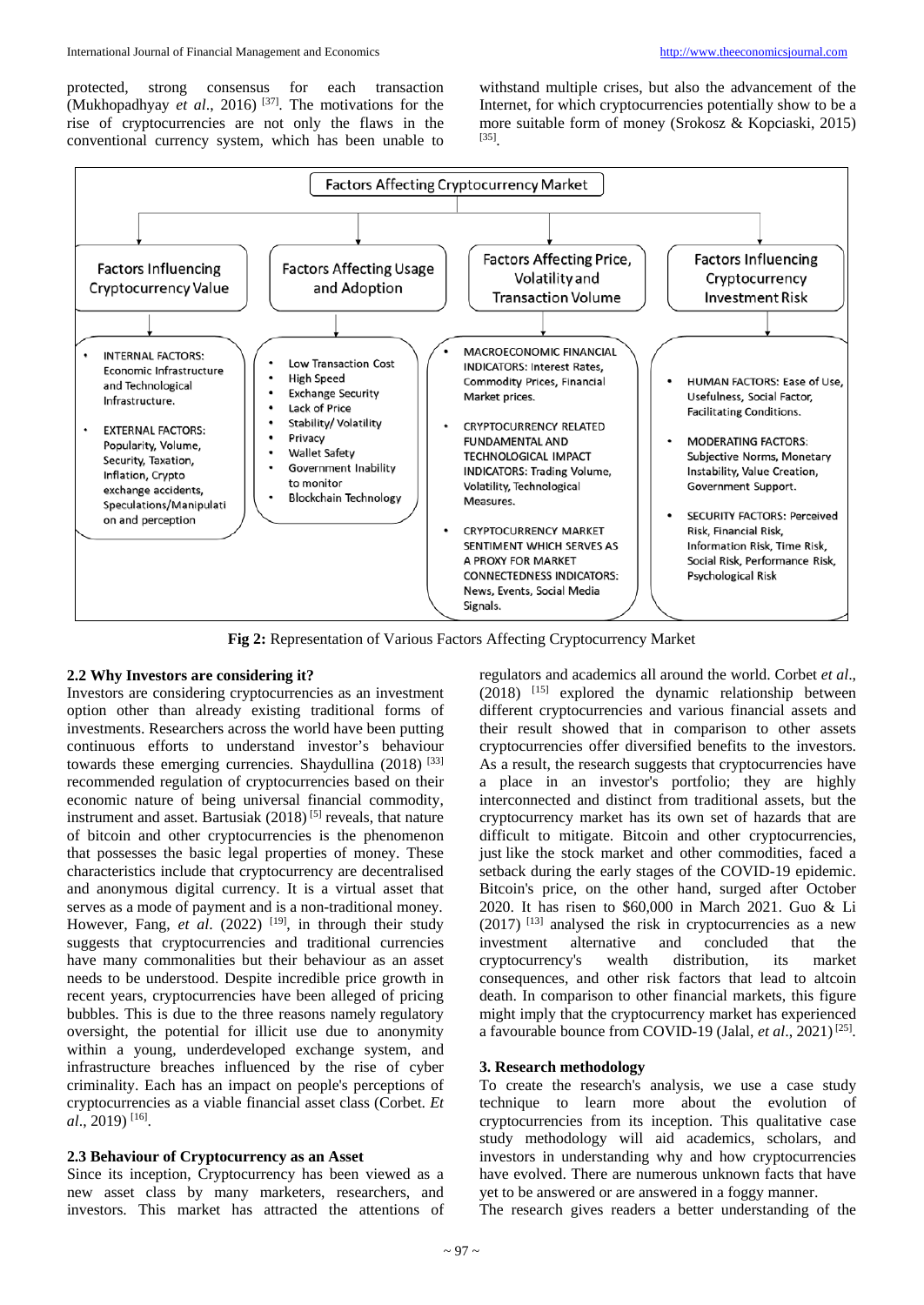protected, strong consensus for each transaction (Mukhopadhyay *et al*., 2016) [37]. The motivations for the rise of cryptocurrencies are not only the flaws in the conventional currency system, which has been unable to withstand multiple crises, but also the advancement of the Internet, for which cryptocurrencies potentially show to be a more suitable form of money (Srokosz & Kopciaski, 2015) [35].

**Factors Affecting Cryptocurrency Market**

**Factors Influencing Cryptocurrency Value**

- INTERNAL FACTORS: Economic Infrastructure and Technological Infrastructure.
- EXTERNAL FACTORS: Popularity, Volume, Security, Taxation, Inflation, Crypto exchange accidents, Speculations/Manipulation and perception

**Factors Affecting Usage and Adoption**

- Low Transaction Cost
- High Speed
- Exchange Security
- Lack of Price
- Stability/ Volatility
- Privacy
- Wallet Safety
- Government Inability to monitor
- Blockchain Technology

**Factors Affecting Price, Volatility and Transaction Volume**

- MACROECONOMIC FINANCIAL INDICATORS: Interest Rates, Commodity Prices, Financial Market prices.
- CRYPTOCURRENCY RELATED FUNDAMENTAL AND TECHNOLOGICAL IMPACT INDICATORS: Trading Volume, Volatility, Technological Measures.
- CRYPTOCURRENCY MARKET SENTIMENT WHICH SERVES AS A PROXY FOR MARKET CONNECTEDNESS INDICATORS: News, Events, Social Media Signals.

**Factors Influencing Cryptocurrency Investment Risk**

- HUMAN FACTORS: Ease of Use, Usefulness, Social Factor, Facilitating Conditions.
- MODERATING FACTORS: Subjective Norms, Monetary Instability, Value Creation, Government Support.
- SECURITY FACTORS: Perceived Risk, Financial Risk, Information Risk, Time Risk, Social Risk, Performance Risk, Psychological Risk

**Fig 2:** Representation of Various Factors Affecting Cryptocurrency Market

### 2.2 Why Investors are considering it?

Investors are considering cryptocurrencies as an investment option other than already existing traditional forms of investments. Researchers across the world have been putting continuous efforts to understand investor's behaviour towards these emerging currencies. Shaydullina (2018) [33] recommended regulation of cryptocurrencies based on their economic nature of being universal financial commodity, instrument and asset. Bartusiak (2018) [5] reveals, that nature of bitcoin and other cryptocurrencies is the phenomenon that possesses the basic legal properties of money. These characteristics include that cryptocurrency are decentralised and anonymous digital currency. It is a virtual asset that serves as a mode of payment and is a non-traditional money. However, Fang, *et al*. (2022) [19], in through their study suggests that cryptocurrencies and traditional currencies have many commonalities but their behaviour as an asset needs to be understood. Despite incredible price growth in recent years, cryptocurrencies have been alleged of pricing bubbles. This is due to the three reasons namely regulatory oversight, the potential for illicit use due to anonymity within a young, underdeveloped exchange system, and infrastructure breaches influenced by the rise of cyber criminality. Each has an impact on people's perceptions of cryptocurrencies as a viable financial asset class (Corbet. *Et al*., 2019) [16].

### 2.3 Behaviour of Cryptocurrency as an Asset

Since its inception, Cryptocurrency has been viewed as a new asset class by many marketers, researchers, and investors. This market has attracted the attentions of regulators and academics all around the world. Corbet *et al*., (2018) [15] explored the dynamic relationship between different cryptocurrencies and various financial assets and their result showed that in comparison to other assets cryptocurrencies offer diversified benefits to the investors. As a result, the research suggests that cryptocurrencies have a place in an investor's portfolio; they are highly interconnected and distinct from traditional assets, but the cryptocurrency market has its own set of hazards that are difficult to mitigate. Bitcoin and other cryptocurrencies, just like the stock market and other commodities, faced a setback during the early stages of the COVID-19 epidemic. Bitcoin's price, on the other hand, surged after October 2020. It has risen to $60,000 in March 2021. Guo & Li (2017) [13] analysed the risk in cryptocurrencies as a new investment alternative and concluded that the cryptocurrency's wealth distribution, its market consequences, and other risk factors that lead to altcoin death. In comparison to other financial markets, this figure might imply that the cryptocurrency market has experienced a favourable bounce from COVID-19 (Jalal, *et al*., 2021) [25].

## 3. Research methodology

To create the research's analysis, we use a case study technique to learn more about the evolution of cryptocurrencies from its inception. This qualitative case study methodology will aid academics, scholars, and investors in understanding why and how cryptocurrencies have evolved. There are numerous unknown facts that have yet to be answered or are answered in a foggy manner.

The research gives readers a better understanding of the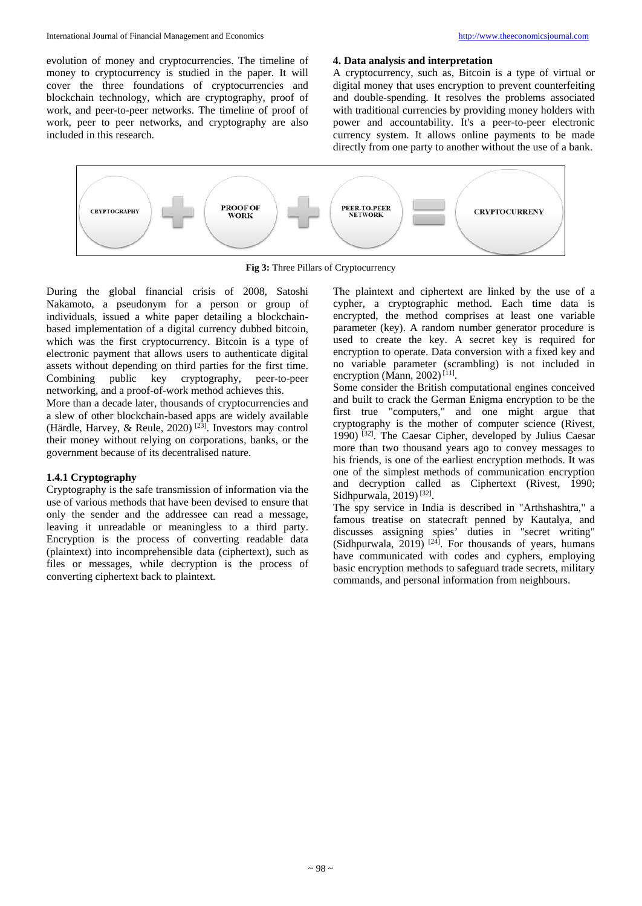evolution of money and cryptocurrencies. The timeline of money to cryptocurrency is studied in the paper. It will cover the three foundations of cryptocurrencies and blockchain technology, which are cryptography, proof of work, and peer-to-peer networks. The timeline of proof of work, peer to peer networks, and cryptography are also included in this research.

## 4. Data analysis and interpretation

A cryptocurrency, such as, Bitcoin is a type of virtual or digital money that uses encryption to prevent counterfeiting and double-spending. It resolves the problems associated with traditional currencies by providing money holders with power and accountability. It's a peer-to-peer electronic currency system. It allows online payments to be made directly from one party to another without the use of a bank.

CRYPTOGRAPHY + PROOF OF WORK + PEER-TO-PEER NETWORK = CRYPTOCURRENY

**Fig 3:** Three Pillars of Cryptocurrency

During the global financial crisis of 2008, Satoshi Nakamoto, a pseudonym for a person or group of individuals, issued a white paper detailing a blockchain-based implementation of a digital currency dubbed bitcoin, which was the first cryptocurrency. Bitcoin is a type of electronic payment that allows users to authenticate digital assets without depending on third parties for the first time. Combining public key cryptography, peer-to-peer networking, and a proof-of-work method achieves this.

More than a decade later, thousands of cryptocurrencies and a slew of other blockchain-based apps are widely available (Härdle, Harvey, & Reule, 2020) [23]. Investors may control their money without relying on corporations, banks, or the government because of its decentralised nature.

### 1.4.1 Cryptography

Cryptography is the safe transmission of information via the use of various methods that have been devised to ensure that only the sender and the addressee can read a message, leaving it unreadable or meaningless to a third party. Encryption is the process of converting readable data (plaintext) into incomprehensible data (ciphertext), such as files or messages, while decryption is the process of converting ciphertext back to plaintext.

The plaintext and ciphertext are linked by the use of a cypher, a cryptographic method. Each time data is encrypted, the method comprises at least one variable parameter (key). A random number generator procedure is used to create the key. A secret key is required for encryption to operate. Data conversion with a fixed key and no variable parameter (scrambling) is not included in encryption (Mann, 2002) [11].

Some consider the British computational engines conceived and built to crack the German Enigma encryption to be the first true "computers," and one might argue that cryptography is the mother of computer science (Rivest, 1990) [32]. The Caesar Cipher, developed by Julius Caesar more than two thousand years ago to convey messages to his friends, is one of the earliest encryption methods. It was one of the simplest methods of communication encryption and decryption called as Ciphertext (Rivest, 1990; Sidhpurwala, 2019) [32].

The spy service in India is described in "Arthshashtra," a famous treatise on statecraft penned by Kautalya, and discusses assigning spies' duties in "secret writing" (Sidhpurwala, 2019) [24]. For thousands of years, humans have communicated with codes and cyphers, employing basic encryption methods to safeguard trade secrets, military commands, and personal information from neighbours.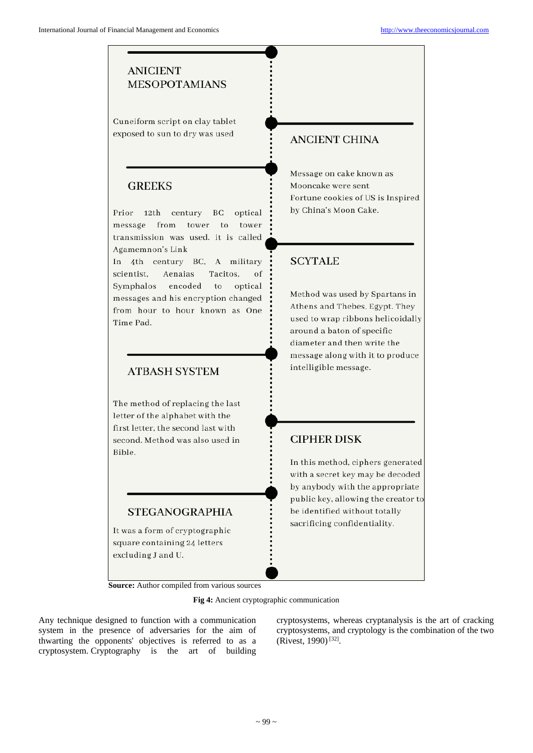**ANICIENT MESOPOTAMIANS**

Cuneiform script on clay tablet exposed to sun to dry was used

**ANCIENT CHINA**

Message on cake known as Mooncake were sent
Fortune cookies of US is Inspired by China's Moon Cake.

**GREEKS**

Prior 12th century BC optical message from tower to tower transmission was used. it is called Agamemnon's Link
In 4th century BC, A military scientist, Aenaias Tacitos, of Symphalos encoded to optical messages and his encryption changed from hour to hour known as One Time Pad.

**SCYTALE**

Method was used by Spartans in Athens and Thebes, Egypt. They used to wrap ribbons helicoidally around a baton of specific diameter and then write the message along with it to produce intelligible message.

**ATBASH SYSTEM**

The method of replacing the last letter of the alphabet with the first letter, the second last with second. Method was also used in Bible.

**CIPHER DISK**

In this method, ciphers generated with a secret key may be decoded by anybody with the appropriate public key, allowing the creator to be identified without totally sacrificing confidentiality.

**STEGANOGRAPHIA**

It was a form of cryptographic square containing 24 letters excluding J and U.

**Source:** Author compiled from various sources

**Fig 4:** Ancient cryptographic communication

Any technique designed to function with a communication system in the presence of adversaries for the aim of thwarting the opponents' objectives is referred to as a cryptosystem. Cryptography is the art of building cryptosystems, whereas cryptanalysis is the art of cracking cryptosystems, and cryptology is the combination of the two (Rivest, 1990) [32].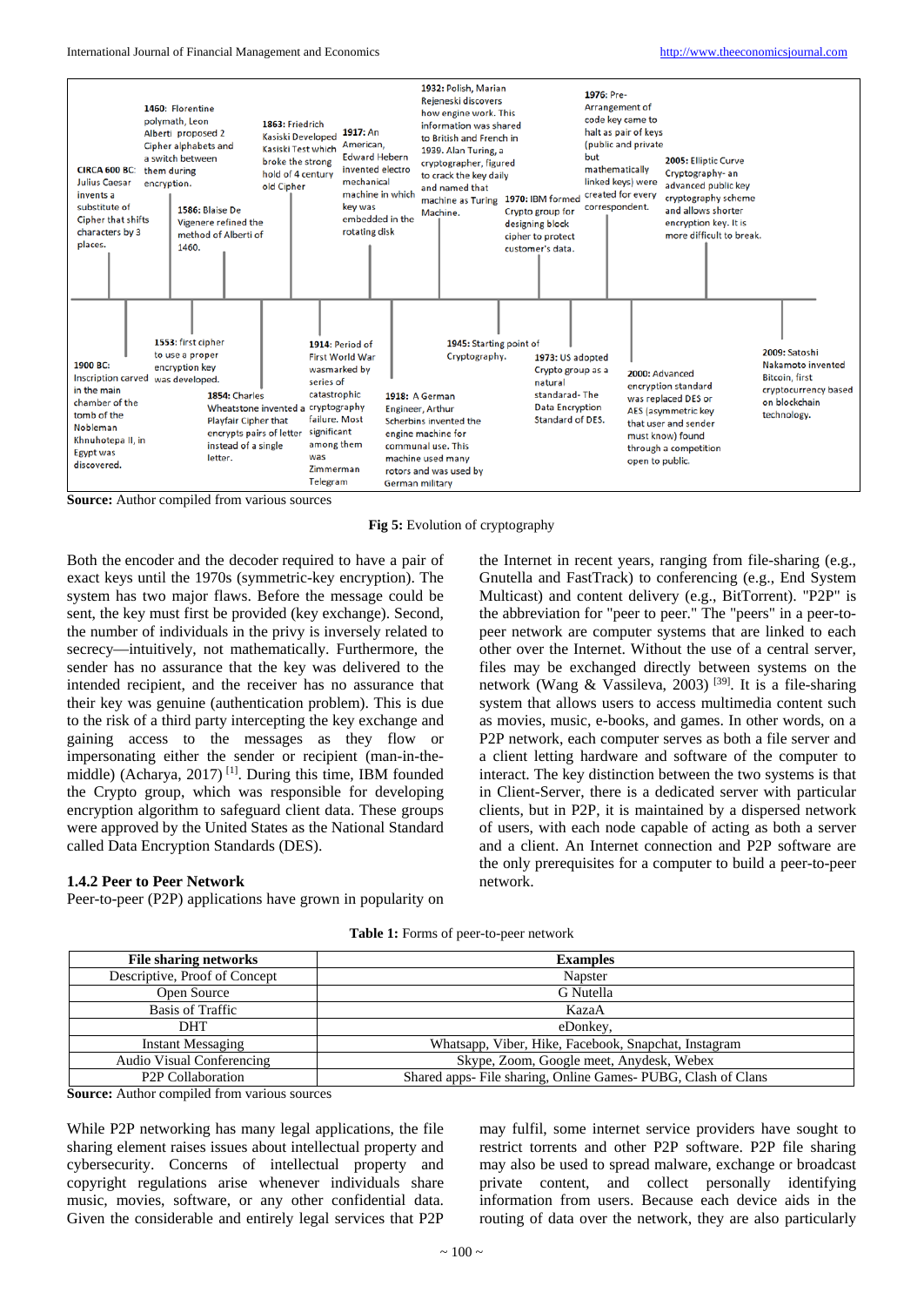**CIRCA 600 BC:** Julius Caesar invents a substitute of Cipher that shifts characters by 3 places.

**1900 BC:** Inscription carved in the main chamber of the tomb of the Nobleman Khnuhotepa II, in Egypt was discovered.

**1460:** Florentine polymath, Leon Alberti proposed 2 Cipher alphabets and a switch between them during encryption.

**1553:** first cipher to use a proper encryption key was developed.

**1586:** Blaise De Vigenere refined the method of Alberti of 1460.

**1854:** Charles Wheatstone invented a Playfair Cipher that encrypts pairs of letter instead of a single letter.

**1863:** Friedrich Kasiski Developed Kasiski Test which broke the strong hold of 4 century old Cipher

**1914:** Period of First World War wasmarked by series of catastrophic cryptography failure. Most significant among them was Zimmerman Telegram

**1917:** An American, Edward Hebern invented electro mechanical machine in which key was embedded in the rotating disk

**1918:** A German Engineer, Arthur Scherbins invented the engine machine for communal use. This machine used many rotors and was used by German military

**1932:** Polish, Marian Rejeneski discovers how engine work. This information was shared to British and French in 1939. Alan Turing, a cryptographer, figured to crack the key daily and named that machine as Turing Machine.

**1945:** Starting point of Cryptography.

**1970:** IBM formed Crypto group for designing block cipher to protect customer's data.

**1973:** US adopted Crypto group as a natural standarad- The Data Encryption Standard of DES.

**1976:** Pre-Arrangement of code key came to halt as pair of keys (public and private but mathematically linked keys) were created for every correspondent.

**2000:** Advanced encryption standard was replaced DES or AES (asymmetric key that user and sender must know) found through a competition open to public.

**2005:** Elliptic Curve Cryptography- an advanced public key cryptography scheme and allows shorter encryption key. It is more difficult to break.

**2009:** Satoshi Nakamoto invented Bitcoin, first cryptocurrency based on blockchain technology.

**Source:** Author compiled from various sources

**Fig 5:** Evolution of cryptography

Both the encoder and the decoder required to have a pair of exact keys until the 1970s (symmetric-key encryption). The system has two major flaws. Before the message could be sent, the key must first be provided (key exchange). Second, the number of individuals in the privy is inversely related to secrecy—intuitively, not mathematically. Furthermore, the sender has no assurance that the key was delivered to the intended recipient, and the receiver has no assurance that their key was genuine (authentication problem). This is due to the risk of a third party intercepting the key exchange and gaining access to the messages as they flow or impersonating either the sender or recipient (man-in-the-middle) (Acharya, 2017) [1]. During this time, IBM founded the Crypto group, which was responsible for developing encryption algorithm to safeguard client data. These groups were approved by the United States as the National Standard called Data Encryption Standards (DES).

### 1.4.2 Peer to Peer Network

Peer-to-peer (P2P) applications have grown in popularity on the Internet in recent years, ranging from file-sharing (e.g., Gnutella and FastTrack) to conferencing (e.g., End System Multicast) and content delivery (e.g., BitTorrent). "P2P" is the abbreviation for "peer to peer." The "peers" in a peer-to-peer network are computer systems that are linked to each other over the Internet. Without the use of a central server, files may be exchanged directly between systems on the network (Wang & Vassileva, 2003) [39]. It is a file-sharing system that allows users to access multimedia content such as movies, music, e-books, and games. In other words, on a P2P network, each computer serves as both a file server and a client letting hardware and software of the computer to interact. The key distinction between the two systems is that in Client-Server, there is a dedicated server with particular clients, but in P2P, it is maintained by a dispersed network of users, with each node capable of acting as both a server and a client. An Internet connection and P2P software are the only prerequisites for a computer to build a peer-to-peer network.

**Table 1:** Forms of peer-to-peer network

| File sharing networks | Examples |
|---|---|
| Descriptive, Proof of Concept | Napster |
| Open Source | G Nutella |
| Basis of Traffic | KazaA |
| DHT | eDonkey, |
| Instant Messaging | Whatsapp, Viber, Hike, Facebook, Snapchat, Instagram |
| Audio Visual Conferencing | Skype, Zoom, Google meet, Anydesk, Webex |
| P2P Collaboration | Shared apps- File sharing, Online Games- PUBG, Clash of Clans |

**Source:** Author compiled from various sources

While P2P networking has many legal applications, the file sharing element raises issues about intellectual property and cybersecurity. Concerns of intellectual property and copyright regulations arise whenever individuals share music, movies, software, or any other confidential data. Given the considerable and entirely legal services that P2P may fulfil, some internet service providers have sought to restrict torrents and other P2P software. P2P file sharing may also be used to spread malware, exchange or broadcast private content, and collect personally identifying information from users. Because each device aids in the routing of data over the network, they are also particularly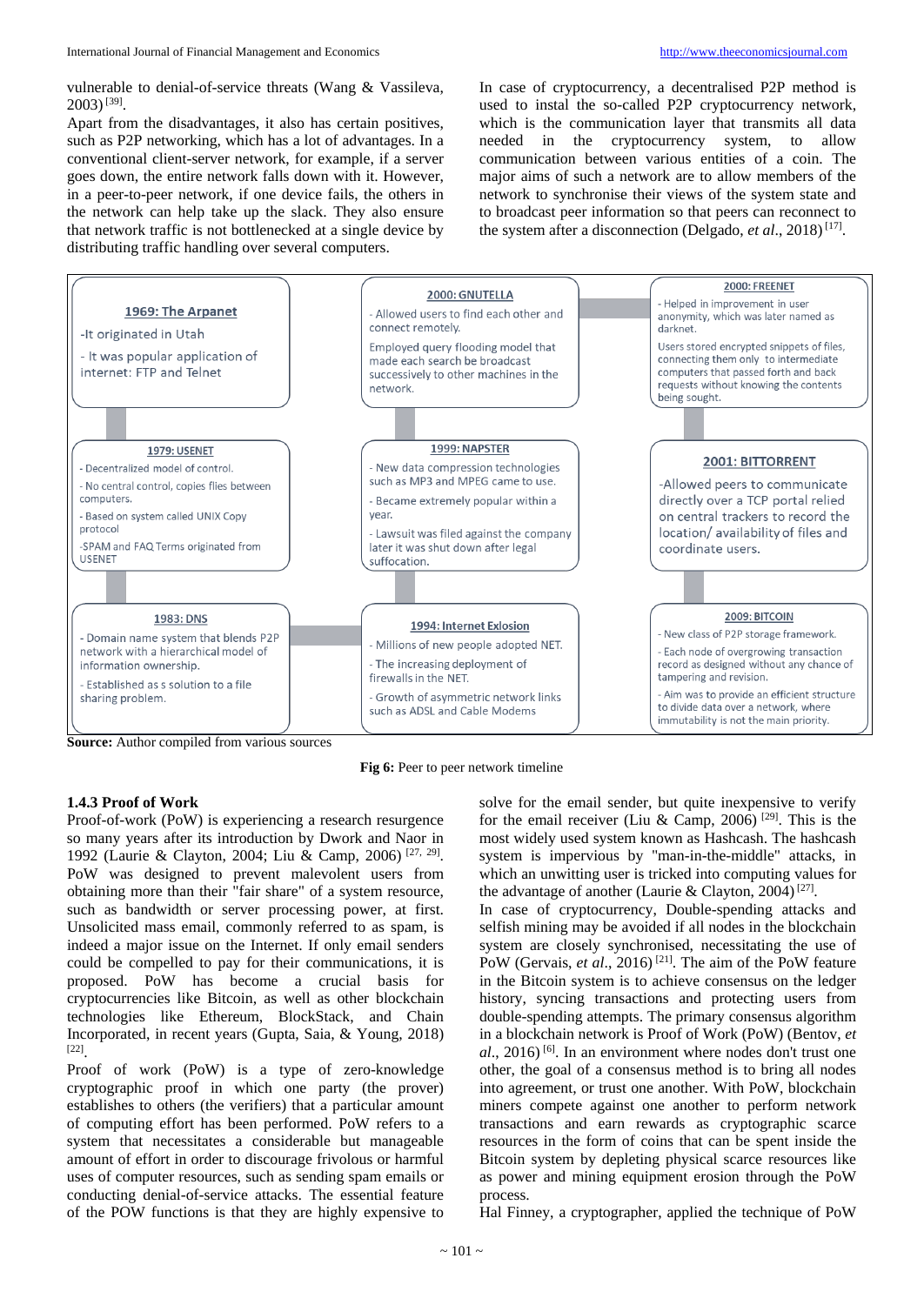vulnerable to denial-of-service threats (Wang & Vassileva, 2003) [39].

Apart from the disadvantages, it also has certain positives, such as P2P networking, which has a lot of advantages. In a conventional client-server network, for example, if a server goes down, the entire network falls down with it. However, in a peer-to-peer network, if one device fails, the others in the network can help take up the slack. They also ensure that network traffic is not bottlenecked at a single device by distributing traffic handling over several computers.

In case of cryptocurrency, a decentralised P2P method is used to instal the so-called P2P cryptocurrency network, which is the communication layer that transmits all data needed in the cryptocurrency system, to allow communication between various entities of a coin. The major aims of such a network are to allow members of the network to synchronise their views of the system state and to broadcast peer information so that peers can reconnect to the system after a disconnection (Delgado, *et al*., 2018) [17].

**1969: The Arpanet**
- It originated in Utah
- It was popular application of internet: FTP and Telnet

**1979: USENET**
- Decentralized model of control.
- No central control, copies files between computers.
- Based on system called UNIX Copy protocol
- SPAM and FAQ Terms originated from USENET

**1983: DNS**
- Domain name system that blends P2P network with a hierarchical model of information ownership.
- Established as s solution to a file sharing problem.

**1994: Internet Exlosion**
- Millions of new people adopted NET.
- The increasing deployment of firewalls in the NET.
- Growth of asymmetric network links such as ADSL and Cable Modems

**1999: NAPSTER**
- New data compression technologies such as MP3 and MPEG came to use.
- Became extremely popular within a year.
- Lawsuit was filed against the company later it was shut down after legal suffocation.

**2000: GNUTELLA**
- Allowed users to find each other and connect remotely.
- Employed query flooding model that made each search be broadcast successively to other machines in the network.

**2000: FREENET**
- Helped in improvement in user anonymity, which was later named as darknet.
- Users stored encrypted snippets of files, connecting them only to intermediate computers that passed forth and back requests without knowing the contents being sought.

**2001: BITTORRENT**
- Allowed peers to communicate directly over a TCP portal relied on central trackers to record the location/ availability of files and coordinate users.

**2009: BITCOIN**
- New class of P2P storage framework.
- Each node of overgrowing transaction record as designed without any chance of tampering and revision.
- Aim was to provide an efficient structure to divide data over a network, where immutability is not the main priority.

**Source:** Author compiled from various sources

**Fig 6:** Peer to peer network timeline

### 1.4.3 Proof of Work

Proof-of-work (PoW) is experiencing a research resurgence so many years after its introduction by Dwork and Naor in 1992 (Laurie & Clayton, 2004; Liu & Camp, 2006) [27, 29]. PoW was designed to prevent malevolent users from obtaining more than their "fair share" of a system resource, such as bandwidth or server processing power, at first. Unsolicited mass email, commonly referred to as spam, is indeed a major issue on the Internet. If only email senders could be compelled to pay for their communications, it is proposed. PoW has become a crucial basis for cryptocurrencies like Bitcoin, as well as other blockchain technologies like Ethereum, BlockStack, and Chain Incorporated, in recent years (Gupta, Saia, & Young, 2018) [22].

Proof of work (PoW) is a type of zero-knowledge cryptographic proof in which one party (the prover) establishes to others (the verifiers) that a particular amount of computing effort has been performed. PoW refers to a system that necessitates a considerable but manageable amount of effort in order to discourage frivolous or harmful uses of computer resources, such as sending spam emails or conducting denial-of-service attacks. The essential feature of the POW functions is that they are highly expensive to solve for the email sender, but quite inexpensive to verify for the email receiver (Liu & Camp, 2006) [29]. This is the most widely used system known as Hashcash. The hashcash system is impervious by "man-in-the-middle" attacks, in which an unwitting user is tricked into computing values for the advantage of another (Laurie & Clayton, 2004) [27].

In case of cryptocurrency, Double-spending attacks and selfish mining may be avoided if all nodes in the blockchain system are closely synchronised, necessitating the use of PoW (Gervais, *et al*., 2016) [21]. The aim of the PoW feature in the Bitcoin system is to achieve consensus on the ledger history, syncing transactions and protecting users from double-spending attempts. The primary consensus algorithm in a blockchain network is Proof of Work (PoW) (Bentov, *et al*., 2016) [6]. In an environment where nodes don't trust one other, the goal of a consensus method is to bring all nodes into agreement, or trust one another. With PoW, blockchain miners compete against one another to perform network transactions and earn rewards as cryptographic scarce resources in the form of coins that can be spent inside the Bitcoin system by depleting physical scarce resources like as power and mining equipment erosion through the PoW process.

Hal Finney, a cryptographer, applied the technique of PoW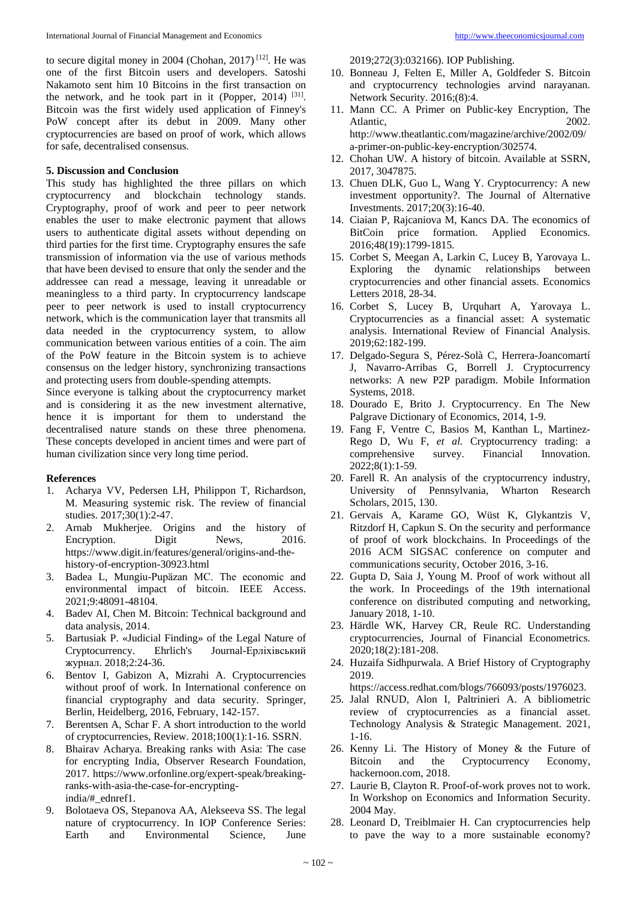to secure digital money in 2004 (Chohan, 2017) [12]. He was one of the first Bitcoin users and developers. Satoshi Nakamoto sent him 10 Bitcoins in the first transaction on the network, and he took part in it (Popper, 2014) [31]. Bitcoin was the first widely used application of Finney's PoW concept after its debut in 2009. Many other cryptocurrencies are based on proof of work, which allows for safe, decentralised consensus.

**5. Discussion and Conclusion**

This study has highlighted the three pillars on which cryptocurrency and blockchain technology stands. Cryptography, proof of work and peer to peer network enables the user to make electronic payment that allows users to authenticate digital assets without depending on third parties for the first time. Cryptography ensures the safe transmission of information via the use of various methods that have been devised to ensure that only the sender and the addressee can read a message, leaving it unreadable or meaningless to a third party. In cryptocurrency landscape peer to peer network is used to install cryptocurrency network, which is the communication layer that transmits all data needed in the cryptocurrency system, to allow communication between various entities of a coin. The aim of the PoW feature in the Bitcoin system is to achieve consensus on the ledger history, synchronizing transactions and protecting users from double-spending attempts.

Since everyone is talking about the cryptocurrency market and is considering it as the new investment alternative, hence it is important for them to understand the decentralised nature stands on these three phenomena. These concepts developed in ancient times and were part of human civilization since very long time period.

**References**

1. Acharya VV, Pedersen LH, Philippon T, Richardson, M. Measuring systemic risk. The review of financial studies. 2017;30(1):2-47.
2. Arnab Mukherjee. Origins and the history of Encryption. Digit News, 2016. https://www.digit.in/features/general/origins-and-the-history-of-encryption-30923.html
3. Badea L, Mungiu-Pupăzan MC. The economic and environmental impact of bitcoin. IEEE Access. 2021;9:48091-48104.
4. Badev AI, Chen M. Bitcoin: Technical background and data analysis, 2014.
5. Bartusiak P. «Judicial Finding» of the Legal Nature of Cryptocurrency. Ehrlich's Journal-Ерліхівський журнал. 2018;2:24-36.
6. Bentov I, Gabizon A, Mizrahi A. Cryptocurrencies without proof of work. In International conference on financial cryptography and data security. Springer, Berlin, Heidelberg, 2016, February, 142-157.
7. Berentsen A, Schar F. A short introduction to the world of cryptocurrencies, Review. 2018;100(1):1-16. SSRN.
8. Bhairav Acharya. Breaking ranks with Asia: The case for encrypting India, Observer Research Foundation, 2017. https://www.orfonline.org/expert-speak/breaking-ranks-with-asia-the-case-for-encrypting-india/#_ednref1.
9. Bolotaeva OS, Stepanova AA, Alekseeva SS. The legal nature of cryptocurrency. In IOP Conference Series: Earth and Environmental Science, June 2019;272(3):032166). IOP Publishing.
10. Bonneau J, Felten E, Miller A, Goldfeder S. Bitcoin and cryptocurrency technologies arvind narayanan. Network Security. 2016;(8):4.
11. Mann CC. A Primer on Public-key Encryption, The Atlantic, 2002. http://www.theatlantic.com/magazine/archive/2002/09/a-primer-on-public-key-encryption/302574.
12. Chohan UW. A history of bitcoin. Available at SSRN, 2017, 3047875.
13. Chuen DLK, Guo L, Wang Y. Cryptocurrency: A new investment opportunity?. The Journal of Alternative Investments. 2017;20(3):16-40.
14. Ciaian P, Rajcaniova M, Kancs DA. The economics of BitCoin price formation. Applied Economics. 2016;48(19):1799-1815.
15. Corbet S, Meegan A, Larkin C, Lucey B, Yarovaya L. Exploring the dynamic relationships between cryptocurrencies and other financial assets. Economics Letters 2018, 28-34.
16. Corbet S, Lucey B, Urquhart A, Yarovaya L. Cryptocurrencies as a financial asset: A systematic analysis. International Review of Financial Analysis. 2019;62:182-199.
17. Delgado-Segura S, Pérez-Solà C, Herrera-Joancomartí J, Navarro-Arribas G, Borrell J. Cryptocurrency networks: A new P2P paradigm. Mobile Information Systems, 2018.
18. Dourado E, Brito J. Cryptocurrency. En The New Palgrave Dictionary of Economics, 2014, 1-9.
19. Fang F, Ventre C, Basios M, Kanthan L, Martinez-Rego D, Wu F, *et al.* Cryptocurrency trading: a comprehensive survey. Financial Innovation. 2022;8(1):1-59.
20. Farell R. An analysis of the cryptocurrency industry, University of Pennsylvania, Wharton Research Scholars, 2015, 130.
21. Gervais A, Karame GO, Wüst K, Glykantzis V, Ritzdorf H, Capkun S. On the security and performance of proof of work blockchains. In Proceedings of the 2016 ACM SIGSAC conference on computer and communications security, October 2016, 3-16.
22. Gupta D, Saia J, Young M. Proof of work without all the work. In Proceedings of the 19th international conference on distributed computing and networking, January 2018, 1-10.
23. Härdle WK, Harvey CR, Reule RC. Understanding cryptocurrencies, Journal of Financial Econometrics. 2020;18(2):181-208.
24. Huzaifa Sidhpurwala. A Brief History of Cryptography 2019. https://access.redhat.com/blogs/766093/posts/1976023.
25. Jalal RNUD, Alon I, Paltrinieri A. A bibliometric review of cryptocurrencies as a financial asset. Technology Analysis & Strategic Management. 2021, 1-16.
26. Kenny Li. The History of Money & the Future of Bitcoin and the Cryptocurrency Economy, hackernoon.com, 2018.
27. Laurie B, Clayton R. Proof-of-work proves not to work. In Workshop on Economics and Information Security. 2004 May.
28. Leonard D, Treiblmaier H. Can cryptocurrencies help to pave the way to a more sustainable economy?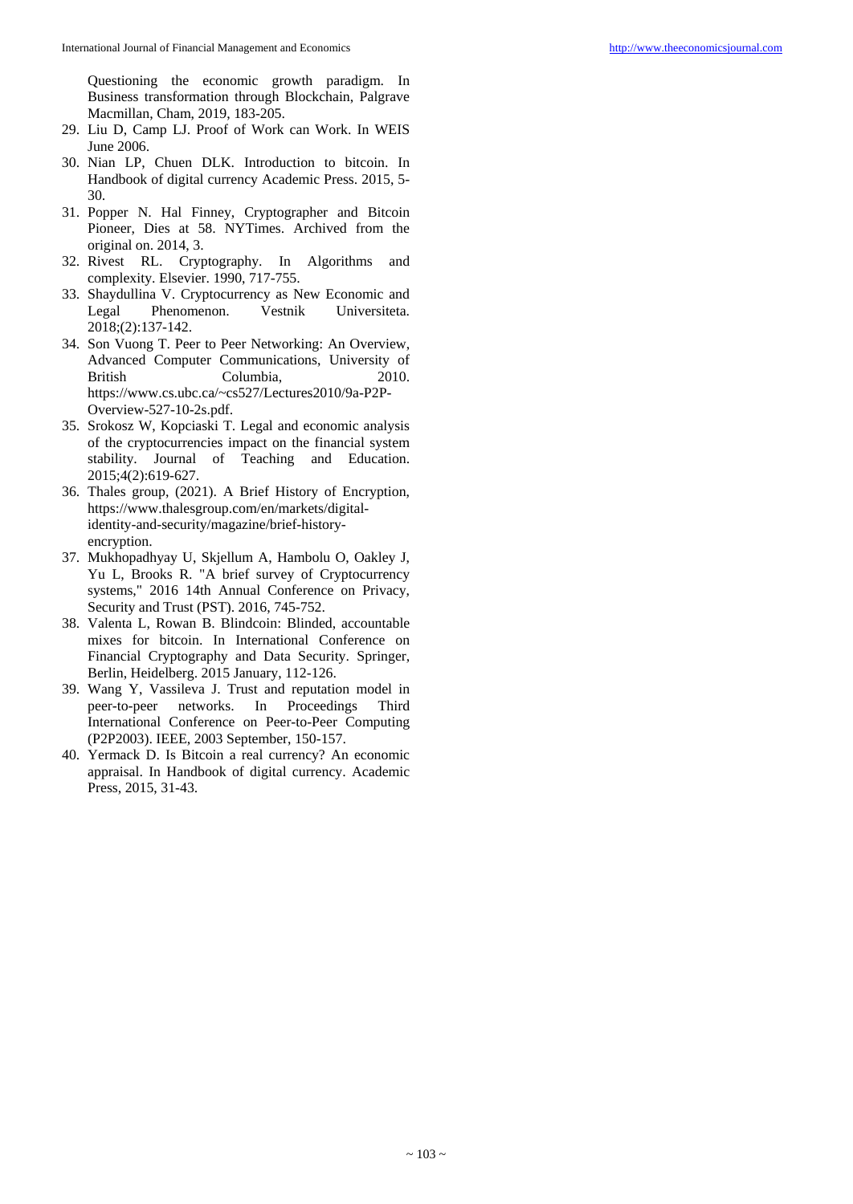Questioning the economic growth paradigm. In Business transformation through Blockchain, Palgrave Macmillan, Cham, 2019, 183-205.

29. Liu D, Camp LJ. Proof of Work can Work. In WEIS June 2006.
30. Nian LP, Chuen DLK. Introduction to bitcoin. In Handbook of digital currency Academic Press. 2015, 5-30.
31. Popper N. Hal Finney, Cryptographer and Bitcoin Pioneer, Dies at 58. NYTimes. Archived from the original on. 2014, 3.
32. Rivest RL. Cryptography. In Algorithms and complexity. Elsevier. 1990, 717-755.
33. Shaydullina V. Cryptocurrency as New Economic and Legal Phenomenon. Vestnik Universiteta. 2018;(2):137-142.
34. Son Vuong T. Peer to Peer Networking: An Overview, Advanced Computer Communications, University of British Columbia, 2010. https://www.cs.ubc.ca/~cs527/Lectures2010/9a-P2P-Overview-527-10-2s.pdf.
35. Srokosz W, Kopciaski T. Legal and economic analysis of the cryptocurrencies impact on the financial system stability. Journal of Teaching and Education. 2015;4(2):619-627.
36. Thales group, (2021). A Brief History of Encryption, https://www.thalesgroup.com/en/markets/digital-identity-and-security/magazine/brief-history-encryption.
37. Mukhopadhyay U, Skjellum A, Hambolu O, Oakley J, Yu L, Brooks R. "A brief survey of Cryptocurrency systems," 2016 14th Annual Conference on Privacy, Security and Trust (PST). 2016, 745-752.
38. Valenta L, Rowan B. Blindcoin: Blinded, accountable mixes for bitcoin. In International Conference on Financial Cryptography and Data Security. Springer, Berlin, Heidelberg. 2015 January, 112-126.
39. Wang Y, Vassileva J. Trust and reputation model in peer-to-peer networks. In Proceedings Third International Conference on Peer-to-Peer Computing (P2P2003). IEEE, 2003 September, 150-157.
40. Yermack D. Is Bitcoin a real currency? An economic appraisal. In Handbook of digital currency. Academic Press, 2015, 31-43.